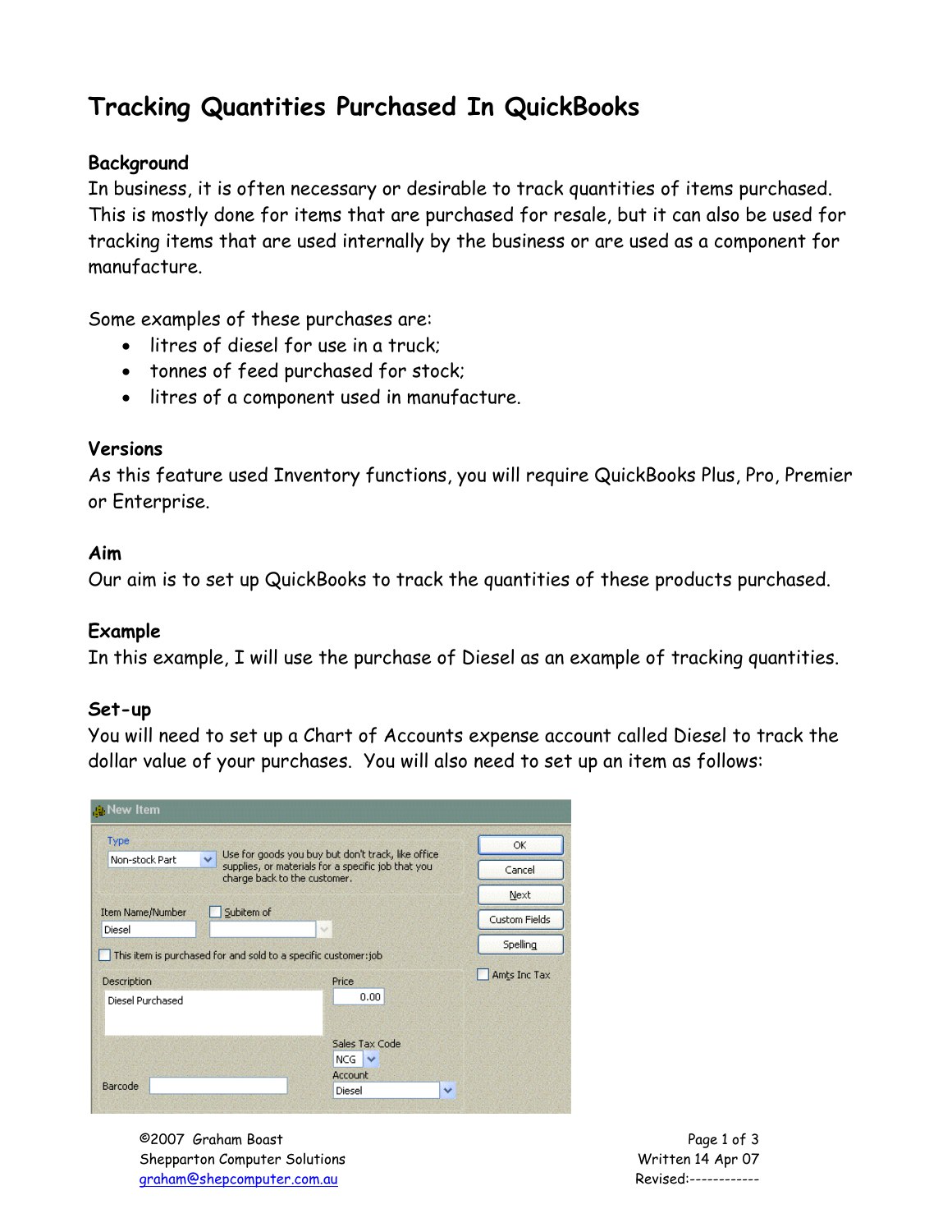# Tracking Quantities Purchased In QuickBooks

## Background

In business, it is often necessary or desirable to track quantities of items purchased. This is mostly done for items that are purchased for resale, but it can also be used for tracking items that are used internally by the business or are used as a component for manufacture.

Some examples of these purchases are:

- litres of diesel for use in a truck;
- tonnes of feed purchased for stock;
- litres of a component used in manufacture.

## Versions

As this feature used Inventory functions, you will require QuickBooks Plus, Pro, Premier or Enterprise.

## Aim

Our aim is to set up QuickBooks to track the quantities of these products purchased.

## Example

In this example, I will use the purchase of Diesel as an example of tracking quantities.

## Set-up

You will need to set up a Chart of Accounts expense account called Diesel to track the dollar value of your purchases. You will also need to set up an item as follows: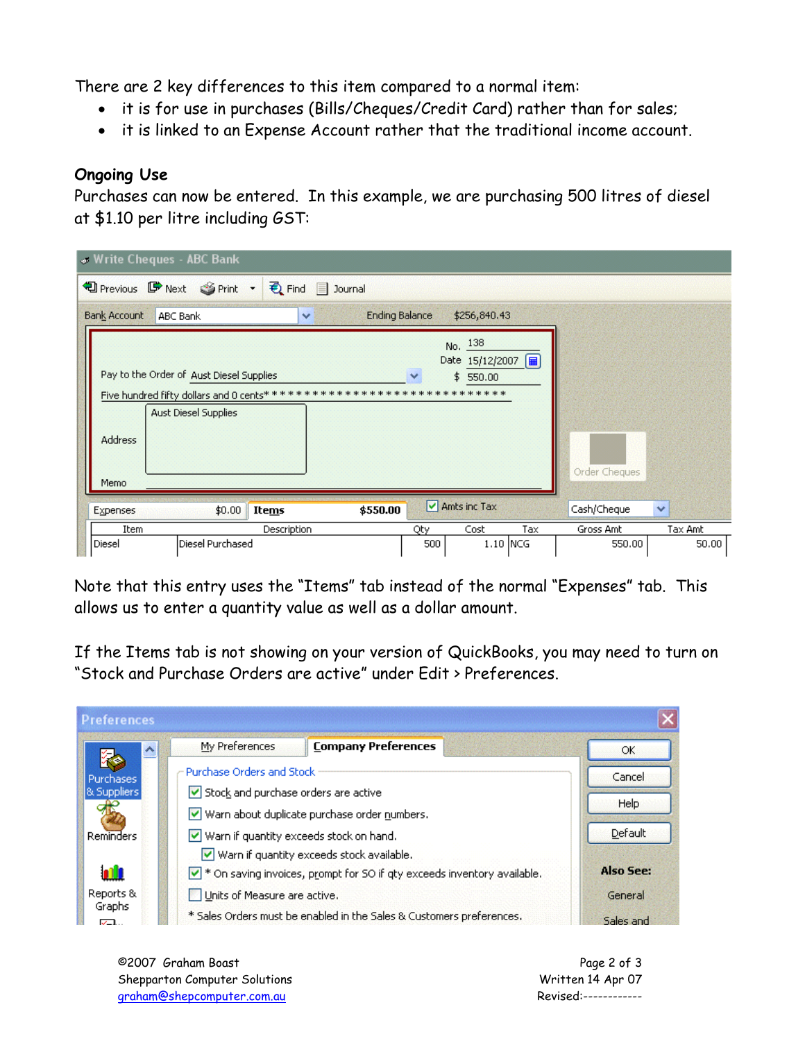There are 2 key differences to this item compared to a normal item:

- it is for use in purchases (Bills/Cheques/Credit Card) rather than for sales;
- it is linked to an Expense Account rather that the traditional income account.

**Ongoing Use**

Purchases can now be entered. In this example, we are purchasing 500 litres of diesel at $1.10 per litre including GST:

Note that this entry uses the "Items" tab instead of the normal "Expenses" tab. This allows us to enter a quantity value as well as a dollar amount.

If the Items tab is not showing on your version of QuickBooks, you may need to turn on "Stock and Purchase Orders are active" under Edit > Preferences.

©2007 Graham Boast
Shepparton Computer Solutions
graham@shepcomputer.com.au

Written 14 Apr 07
Revised:------------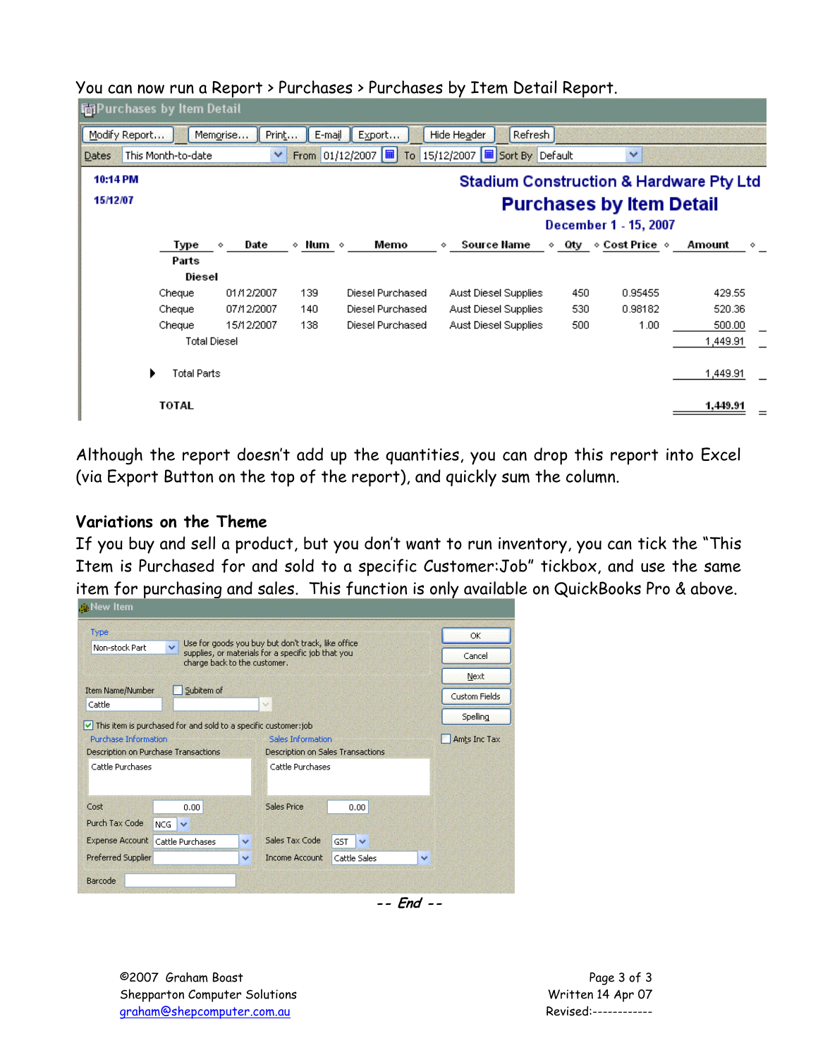You can now run a Report > Purchases > Purchases by Item Detail Report.

**Purchases by Item Detail**

Modify Report... | Memorise... | Print... | E-mail | Export... | Hide Header | Refresh

Dates: This Month-to-date From 01/12/2007 To 15/12/2007 Sort By Default

10:14 PM

15/12/07

**Stadium Construction & Hardware Pty Ltd**

**Purchases by Item Detail**

**December 1 - 15, 2007**

| Type | Date | Num | Memo | Source Name | Qty | Cost Price | Amount |
|---|---|---|---|---|---|---|---|
| **Parts** | | | | | | | |
| **Diesel** | | | | | | | |
| Cheque | 01/12/2007 | 139 | Diesel Purchased | Aust Diesel Supplies | 450 | 0.95455 | 429.55 |
| Cheque | 07/12/2007 | 140 | Diesel Purchased | Aust Diesel Supplies | 530 | 0.98182 | 520.36 |
| Cheque | 15/12/2007 | 138 | Diesel Purchased | Aust Diesel Supplies | 500 | 1.00 | 500.00 |
| Total Diesel | | | | | | | 1,449.91 |
| Total Parts | | | | | | | 1,449.91 |
| **TOTAL** | | | | | | | **1,449.91** |

Although the report doesn't add up the quantities, you can drop this report into Excel (via Export Button on the top of the report), and quickly sum the column.

## Variations on the Theme

If you buy and sell a product, but you don't want to run inventory, you can tick the "This Item is Purchased for and sold to a specific Customer:Job" tickbox, and use the same item for purchasing and sales. This function is only available on QuickBooks Pro & above.

**New Item**

Type: Non-stock Part

Use for goods you buy but don't track, like office supplies, or materials for a specific job that you charge back to the customer.

OK | Cancel | Next | Custom Fields | Spelling

Item Name/Number: Cattle

Subitem of

☑ This item is purchased for and sold to a specific customer:job

☐ Amts Inc Tax

| Purchase Information | | Sales Information | |
|---|---|---|---|
| Description on Purchase Transactions | Cattle Purchases | Description on Sales Transactions | Cattle Purchases |
| Cost | 0.00 | Sales Price | 0.00 |
| Purch Tax Code | NCG | Sales Tax Code | GST |
| Expense Account | Cattle Purchases | Income Account | Cattle Sales |
| Preferred Supplier | | | |

Barcode

*-- End --*

©2007 Graham Boast
Shepparton Computer Solutions
graham@shepcomputer.com.au

Written 14 Apr 07
Revised:------------